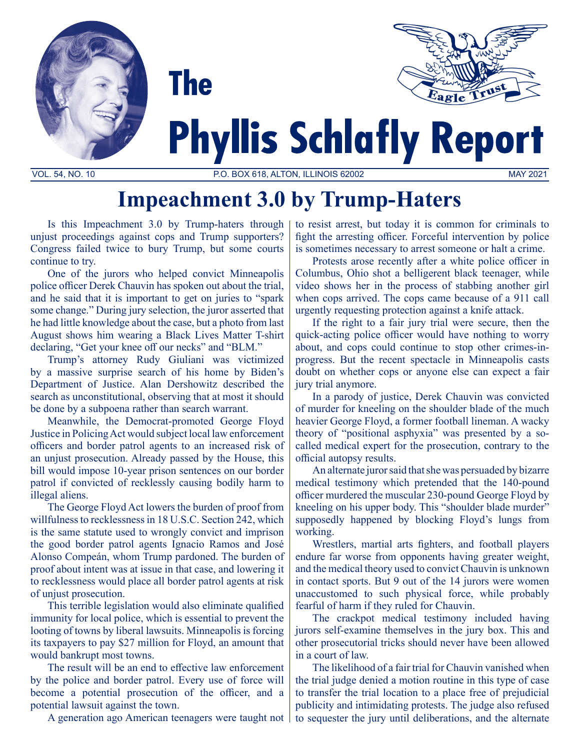# The Phyllis Schlafly Report

Eagle Trust

VOL. 54, NO. 10 | P.O. BOX 618, ALTON, ILLINOIS 62002 | MAY 2021

## Impeachment 3.0 by Trump-Haters

Is this Impeachment 3.0 by Trump-haters through unjust proceedings against cops and Trump supporters? Congress failed twice to bury Trump, but some courts continue to try.

One of the jurors who helped convict Minneapolis police officer Derek Chauvin has spoken out about the trial, and he said that it is important to get on juries to "spark some change." During jury selection, the juror asserted that he had little knowledge about the case, but a photo from last August shows him wearing a Black Lives Matter T-shirt declaring, "Get your knee off our necks" and "BLM."

Trump's attorney Rudy Giuliani was victimized by a massive surprise search of his home by Biden's Department of Justice. Alan Dershowitz described the search as unconstitutional, observing that at most it should be done by a subpoena rather than search warrant.

Meanwhile, the Democrat-promoted George Floyd Justice in Policing Act would subject local law enforcement officers and border patrol agents to an increased risk of an unjust prosecution. Already passed by the House, this bill would impose 10-year prison sentences on our border patrol if convicted of recklessly causing bodily harm to illegal aliens.

The George Floyd Act lowers the burden of proof from willfulness to recklessness in 18 U.S.C. Section 242, which is the same statute used to wrongly convict and imprison the good border patrol agents Ignacio Ramos and José Alonso Compeán, whom Trump pardoned. The burden of proof about intent was at issue in that case, and lowering it to recklessness would place all border patrol agents at risk of unjust prosecution.

This terrible legislation would also eliminate qualified immunity for local police, which is essential to prevent the looting of towns by liberal lawsuits. Minneapolis is forcing its taxpayers to pay $27 million for Floyd, an amount that would bankrupt most towns.

The result will be an end to effective law enforcement by the police and border patrol. Every use of force will become a potential prosecution of the officer, and a potential lawsuit against the town.

A generation ago American teenagers were taught not to resist arrest, but today it is common for criminals to fight the arresting officer. Forceful intervention by police is sometimes necessary to arrest someone or halt a crime.

Protests arose recently after a white police officer in Columbus, Ohio shot a belligerent black teenager, while video shows her in the process of stabbing another girl when cops arrived. The cops came because of a 911 call urgently requesting protection against a knife attack.

If the right to a fair jury trial were secure, then the quick-acting police officer would have nothing to worry about, and cops could continue to stop other crimes-in-progress. But the recent spectacle in Minneapolis casts doubt on whether cops or anyone else can expect a fair jury trial anymore.

In a parody of justice, Derek Chauvin was convicted of murder for kneeling on the shoulder blade of the much heavier George Floyd, a former football lineman. A wacky theory of "positional asphyxia" was presented by a so-called medical expert for the prosecution, contrary to the official autopsy results.

An alternate juror said that she was persuaded by bizarre medical testimony which pretended that the 140-pound officer murdered the muscular 230-pound George Floyd by kneeling on his upper body. This "shoulder blade murder" supposedly happened by blocking Floyd's lungs from working.

Wrestlers, martial arts fighters, and football players endure far worse from opponents having greater weight, and the medical theory used to convict Chauvin is unknown in contact sports. But 9 out of the 14 jurors were women unaccustomed to such physical force, while probably fearful of harm if they ruled for Chauvin.

The crackpot medical testimony included having jurors self-examine themselves in the jury box. This and other prosecutorial tricks should never have been allowed in a court of law.

The likelihood of a fair trial for Chauvin vanished when the trial judge denied a motion routine in this type of case to transfer the trial location to a place free of prejudicial publicity and intimidating protests. The judge also refused to sequester the jury until deliberations, and the alternate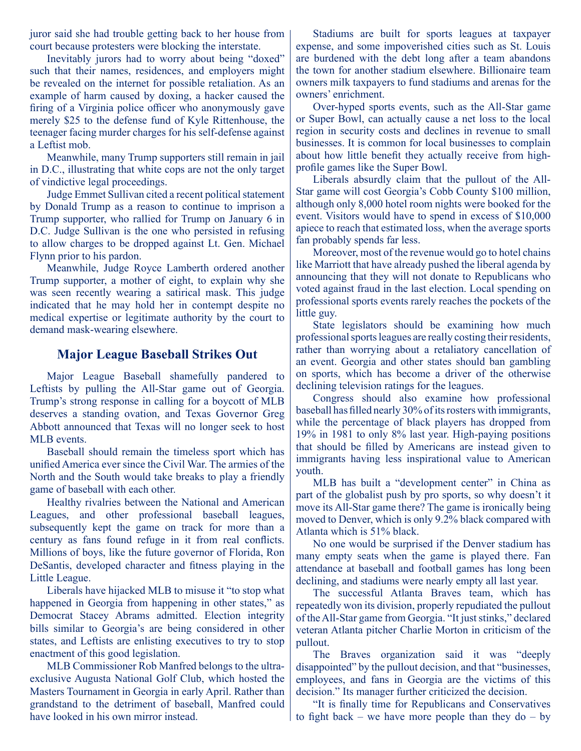juror said she had trouble getting back to her house from court because protesters were blocking the interstate.

Inevitably jurors had to worry about being "doxed" such that their names, residences, and employers might be revealed on the internet for possible retaliation. As an example of harm caused by doxing, a hacker caused the firing of a Virginia police officer who anonymously gave merely $25 to the defense fund of Kyle Rittenhouse, the teenager facing murder charges for his self-defense against a Leftist mob.

Meanwhile, many Trump supporters still remain in jail in D.C., illustrating that white cops are not the only target of vindictive legal proceedings.

Judge Emmet Sullivan cited a recent political statement by Donald Trump as a reason to continue to imprison a Trump supporter, who rallied for Trump on January 6 in D.C. Judge Sullivan is the one who persisted in refusing to allow charges to be dropped against Lt. Gen. Michael Flynn prior to his pardon.

Meanwhile, Judge Royce Lamberth ordered another Trump supporter, a mother of eight, to explain why she was seen recently wearing a satirical mask. This judge indicated that he may hold her in contempt despite no medical expertise or legitimate authority by the court to demand mask-wearing elsewhere.

## Major League Baseball Strikes Out

Major League Baseball shamefully pandered to Leftists by pulling the All-Star game out of Georgia. Trump's strong response in calling for a boycott of MLB deserves a standing ovation, and Texas Governor Greg Abbott announced that Texas will no longer seek to host MLB events.

Baseball should remain the timeless sport which has unified America ever since the Civil War. The armies of the North and the South would take breaks to play a friendly game of baseball with each other.

Healthy rivalries between the National and American Leagues, and other professional baseball leagues, subsequently kept the game on track for more than a century as fans found refuge in it from real conflicts. Millions of boys, like the future governor of Florida, Ron DeSantis, developed character and fitness playing in the Little League.

Liberals have hijacked MLB to misuse it "to stop what happened in Georgia from happening in other states," as Democrat Stacey Abrams admitted. Election integrity bills similar to Georgia's are being considered in other states, and Leftists are enlisting executives to try to stop enactment of this good legislation.

MLB Commissioner Rob Manfred belongs to the ultra-exclusive Augusta National Golf Club, which hosted the Masters Tournament in Georgia in early April. Rather than grandstand to the detriment of baseball, Manfred could have looked in his own mirror instead.

Stadiums are built for sports leagues at taxpayer expense, and some impoverished cities such as St. Louis are burdened with the debt long after a team abandons the town for another stadium elsewhere. Billionaire team owners milk taxpayers to fund stadiums and arenas for the owners' enrichment.

Over-hyped sports events, such as the All-Star game or Super Bowl, can actually cause a net loss to the local region in security costs and declines in revenue to small businesses. It is common for local businesses to complain about how little benefit they actually receive from high-profile games like the Super Bowl.

Liberals absurdly claim that the pullout of the All-Star game will cost Georgia's Cobb County $100 million, although only 8,000 hotel room nights were booked for the event. Visitors would have to spend in excess of $10,000 apiece to reach that estimated loss, when the average sports fan probably spends far less.

Moreover, most of the revenue would go to hotel chains like Marriott that have already pushed the liberal agenda by announcing that they will not donate to Republicans who voted against fraud in the last election. Local spending on professional sports events rarely reaches the pockets of the little guy.

State legislators should be examining how much professional sports leagues are really costing their residents, rather than worrying about a retaliatory cancellation of an event. Georgia and other states should ban gambling on sports, which has become a driver of the otherwise declining television ratings for the leagues.

Congress should also examine how professional baseball has filled nearly 30% of its rosters with immigrants, while the percentage of black players has dropped from 19% in 1981 to only 8% last year. High-paying positions that should be filled by Americans are instead given to immigrants having less inspirational value to American youth.

MLB has built a "development center" in China as part of the globalist push by pro sports, so why doesn't it move its All-Star game there? The game is ironically being moved to Denver, which is only 9.2% black compared with Atlanta which is 51% black.

No one would be surprised if the Denver stadium has many empty seats when the game is played there. Fan attendance at baseball and football games has long been declining, and stadiums were nearly empty all last year.

The successful Atlanta Braves team, which has repeatedly won its division, properly repudiated the pullout of the All-Star game from Georgia. "It just stinks," declared veteran Atlanta pitcher Charlie Morton in criticism of the pullout.

The Braves organization said it was "deeply disappointed" by the pullout decision, and that "businesses, employees, and fans in Georgia are the victims of this decision." Its manager further criticized the decision.

"It is finally time for Republicans and Conservatives to fight back – we have more people than they do – by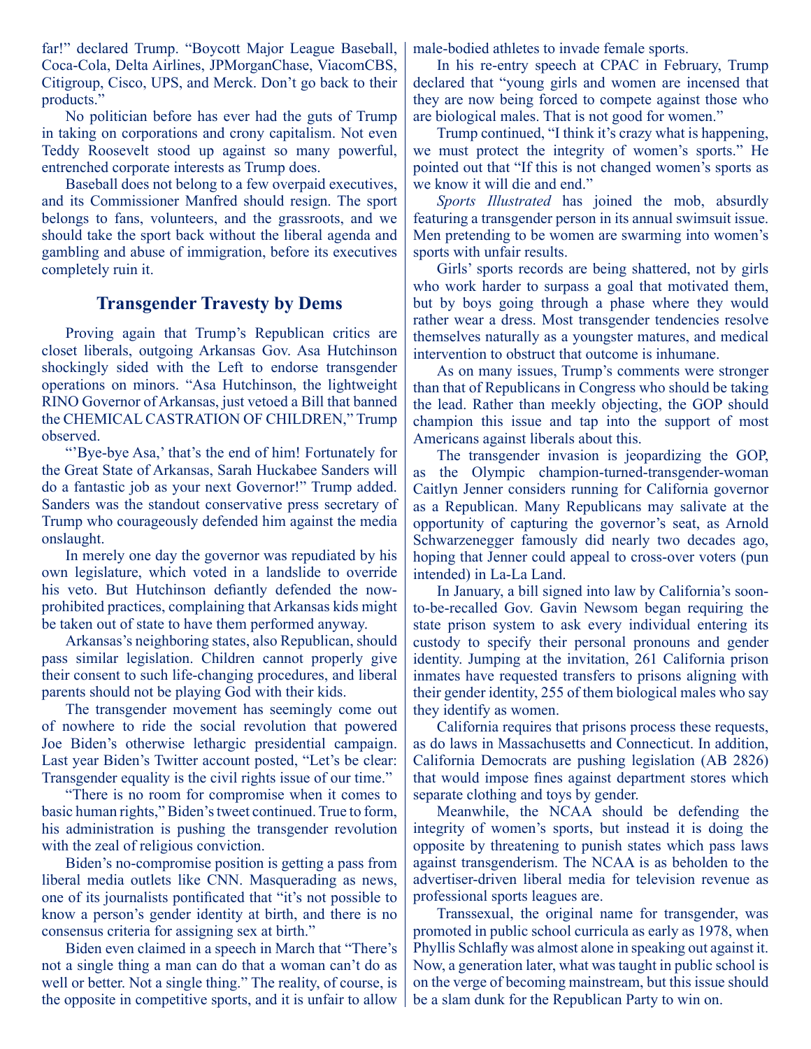far!" declared Trump. "Boycott Major League Baseball, Coca-Cola, Delta Airlines, JPMorganChase, ViacomCBS, Citigroup, Cisco, UPS, and Merck. Don't go back to their products."

No politician before has ever had the guts of Trump in taking on corporations and crony capitalism. Not even Teddy Roosevelt stood up against so many powerful, entrenched corporate interests as Trump does.

Baseball does not belong to a few overpaid executives, and its Commissioner Manfred should resign. The sport belongs to fans, volunteers, and the grassroots, and we should take the sport back without the liberal agenda and gambling and abuse of immigration, before its executives completely ruin it.

## Transgender Travesty by Dems

Proving again that Trump's Republican critics are closet liberals, outgoing Arkansas Gov. Asa Hutchinson shockingly sided with the Left to endorse transgender operations on minors. "Asa Hutchinson, the lightweight RINO Governor of Arkansas, just vetoed a Bill that banned the CHEMICAL CASTRATION OF CHILDREN," Trump observed.

"'Bye-bye Asa,' that's the end of him! Fortunately for the Great State of Arkansas, Sarah Huckabee Sanders will do a fantastic job as your next Governor!" Trump added. Sanders was the standout conservative press secretary of Trump who courageously defended him against the media onslaught.

In merely one day the governor was repudiated by his own legislature, which voted in a landslide to override his veto. But Hutchinson defiantly defended the now-prohibited practices, complaining that Arkansas kids might be taken out of state to have them performed anyway.

Arkansas's neighboring states, also Republican, should pass similar legislation. Children cannot properly give their consent to such life-changing procedures, and liberal parents should not be playing God with their kids.

The transgender movement has seemingly come out of nowhere to ride the social revolution that powered Joe Biden's otherwise lethargic presidential campaign. Last year Biden's Twitter account posted, "Let's be clear: Transgender equality is the civil rights issue of our time."

"There is no room for compromise when it comes to basic human rights," Biden's tweet continued. True to form, his administration is pushing the transgender revolution with the zeal of religious conviction.

Biden's no-compromise position is getting a pass from liberal media outlets like CNN. Masquerading as news, one of its journalists pontificated that "it's not possible to know a person's gender identity at birth, and there is no consensus criteria for assigning sex at birth."

Biden even claimed in a speech in March that "There's not a single thing a man can do that a woman can't do as well or better. Not a single thing." The reality, of course, is the opposite in competitive sports, and it is unfair to allow male-bodied athletes to invade female sports.

In his re-entry speech at CPAC in February, Trump declared that "young girls and women are incensed that they are now being forced to compete against those who are biological males. That is not good for women."

Trump continued, "I think it's crazy what is happening, we must protect the integrity of women's sports." He pointed out that "If this is not changed women's sports as we know it will die and end."

*Sports Illustrated* has joined the mob, absurdly featuring a transgender person in its annual swimsuit issue. Men pretending to be women are swarming into women's sports with unfair results.

Girls' sports records are being shattered, not by girls who work harder to surpass a goal that motivated them, but by boys going through a phase where they would rather wear a dress. Most transgender tendencies resolve themselves naturally as a youngster matures, and medical intervention to obstruct that outcome is inhumane.

As on many issues, Trump's comments were stronger than that of Republicans in Congress who should be taking the lead. Rather than meekly objecting, the GOP should champion this issue and tap into the support of most Americans against liberals about this.

The transgender invasion is jeopardizing the GOP, as the Olympic champion-turned-transgender-woman Caitlyn Jenner considers running for California governor as a Republican. Many Republicans may salivate at the opportunity of capturing the governor's seat, as Arnold Schwarzenegger famously did nearly two decades ago, hoping that Jenner could appeal to cross-over voters (pun intended) in La-La Land.

In January, a bill signed into law by California's soon-to-be-recalled Gov. Gavin Newsom began requiring the state prison system to ask every individual entering its custody to specify their personal pronouns and gender identity. Jumping at the invitation, 261 California prison inmates have requested transfers to prisons aligning with their gender identity, 255 of them biological males who say they identify as women.

California requires that prisons process these requests, as do laws in Massachusetts and Connecticut. In addition, California Democrats are pushing legislation (AB 2826) that would impose fines against department stores which separate clothing and toys by gender.

Meanwhile, the NCAA should be defending the integrity of women's sports, but instead it is doing the opposite by threatening to punish states which pass laws against transgenderism. The NCAA is as beholden to the advertiser-driven liberal media for television revenue as professional sports leagues are.

Transsexual, the original name for transgender, was promoted in public school curricula as early as 1978, when Phyllis Schlafly was almost alone in speaking out against it. Now, a generation later, what was taught in public school is on the verge of becoming mainstream, but this issue should be a slam dunk for the Republican Party to win on.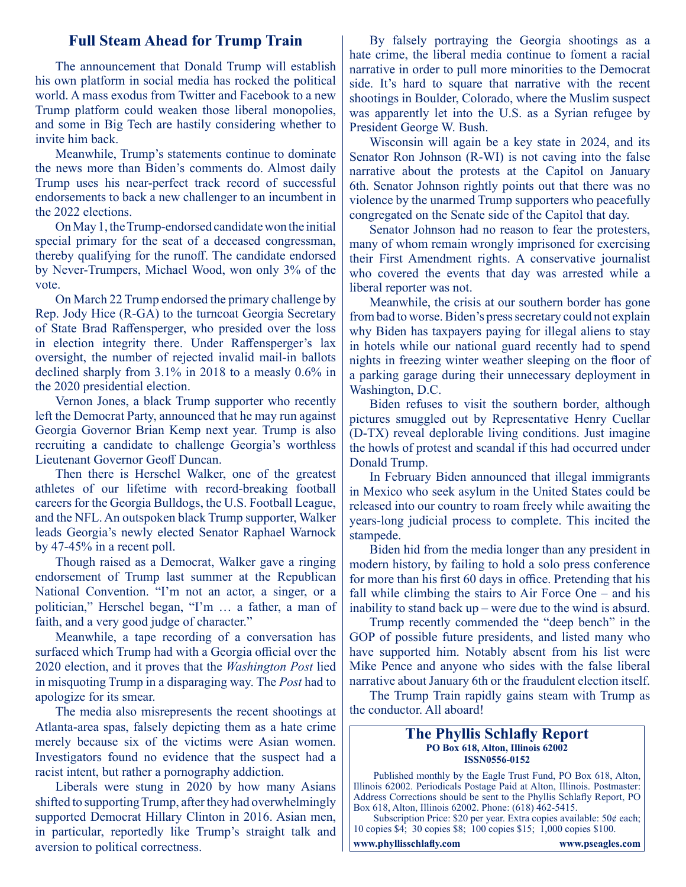## Full Steam Ahead for Trump Train

The announcement that Donald Trump will establish his own platform in social media has rocked the political world. A mass exodus from Twitter and Facebook to a new Trump platform could weaken those liberal monopolies, and some in Big Tech are hastily considering whether to invite him back.

Meanwhile, Trump's statements continue to dominate the news more than Biden's comments do. Almost daily Trump uses his near-perfect track record of successful endorsements to back a new challenger to an incumbent in the 2022 elections.

On May 1, the Trump-endorsed candidate won the initial special primary for the seat of a deceased congressman, thereby qualifying for the runoff. The candidate endorsed by Never-Trumpers, Michael Wood, won only 3% of the vote.

On March 22 Trump endorsed the primary challenge by Rep. Jody Hice (R-GA) to the turncoat Georgia Secretary of State Brad Raffensperger, who presided over the loss in election integrity there. Under Raffensperger's lax oversight, the number of rejected invalid mail-in ballots declined sharply from 3.1% in 2018 to a measly 0.6% in the 2020 presidential election.

Vernon Jones, a black Trump supporter who recently left the Democrat Party, announced that he may run against Georgia Governor Brian Kemp next year. Trump is also recruiting a candidate to challenge Georgia's worthless Lieutenant Governor Geoff Duncan.

Then there is Herschel Walker, one of the greatest athletes of our lifetime with record-breaking football careers for the Georgia Bulldogs, the U.S. Football League, and the NFL. An outspoken black Trump supporter, Walker leads Georgia's newly elected Senator Raphael Warnock by 47-45% in a recent poll.

Though raised as a Democrat, Walker gave a ringing endorsement of Trump last summer at the Republican National Convention. "I'm not an actor, a singer, or a politician," Herschel began, "I'm … a father, a man of faith, and a very good judge of character."

Meanwhile, a tape recording of a conversation has surfaced which Trump had with a Georgia official over the 2020 election, and it proves that the *Washington Post* lied in misquoting Trump in a disparaging way. The *Post* had to apologize for its smear.

The media also misrepresents the recent shootings at Atlanta-area spas, falsely depicting them as a hate crime merely because six of the victims were Asian women. Investigators found no evidence that the suspect had a racist intent, but rather a pornography addiction.

Liberals were stung in 2020 by how many Asians shifted to supporting Trump, after they had overwhelmingly supported Democrat Hillary Clinton in 2016. Asian men, in particular, reportedly like Trump's straight talk and aversion to political correctness.

By falsely portraying the Georgia shootings as a hate crime, the liberal media continue to foment a racial narrative in order to pull more minorities to the Democrat side. It's hard to square that narrative with the recent shootings in Boulder, Colorado, where the Muslim suspect was apparently let into the U.S. as a Syrian refugee by President George W. Bush.

Wisconsin will again be a key state in 2024, and its Senator Ron Johnson (R-WI) is not caving into the false narrative about the protests at the Capitol on January 6th. Senator Johnson rightly points out that there was no violence by the unarmed Trump supporters who peacefully congregated on the Senate side of the Capitol that day.

Senator Johnson had no reason to fear the protesters, many of whom remain wrongly imprisoned for exercising their First Amendment rights. A conservative journalist who covered the events that day was arrested while a liberal reporter was not.

Meanwhile, the crisis at our southern border has gone from bad to worse. Biden's press secretary could not explain why Biden has taxpayers paying for illegal aliens to stay in hotels while our national guard recently had to spend nights in freezing winter weather sleeping on the floor of a parking garage during their unnecessary deployment in Washington, D.C.

Biden refuses to visit the southern border, although pictures smuggled out by Representative Henry Cuellar (D-TX) reveal deplorable living conditions. Just imagine the howls of protest and scandal if this had occurred under Donald Trump.

In February Biden announced that illegal immigrants in Mexico who seek asylum in the United States could be released into our country to roam freely while awaiting the years-long judicial process to complete. This incited the stampede.

Biden hid from the media longer than any president in modern history, by failing to hold a solo press conference for more than his first 60 days in office. Pretending that his fall while climbing the stairs to Air Force One – and his inability to stand back up – were due to the wind is absurd.

Trump recently commended the "deep bench" in the GOP of possible future presidents, and listed many who have supported him. Notably absent from his list were Mike Pence and anyone who sides with the false liberal narrative about January 6th or the fraudulent election itself.

The Trump Train rapidly gains steam with Trump as the conductor. All aboard!

---

**The Phyllis Schlafly Report**
**PO Box 618, Alton, Illinois 62002**
**ISSN0556-0152**

Published monthly by the Eagle Trust Fund, PO Box 618, Alton, Illinois 62002. Periodicals Postage Paid at Alton, Illinois. Postmaster: Address Corrections should be sent to the Phyllis Schlafly Report, PO Box 618, Alton, Illinois 62002. Phone: (618) 462-5415.

Subscription Price: $20 per year. Extra copies available: 50¢ each; 10 copies $4; 30 copies $8; 100 copies $15; 1,000 copies $100.

**www.phyllisschlafly.com** **www.pseagles.com**